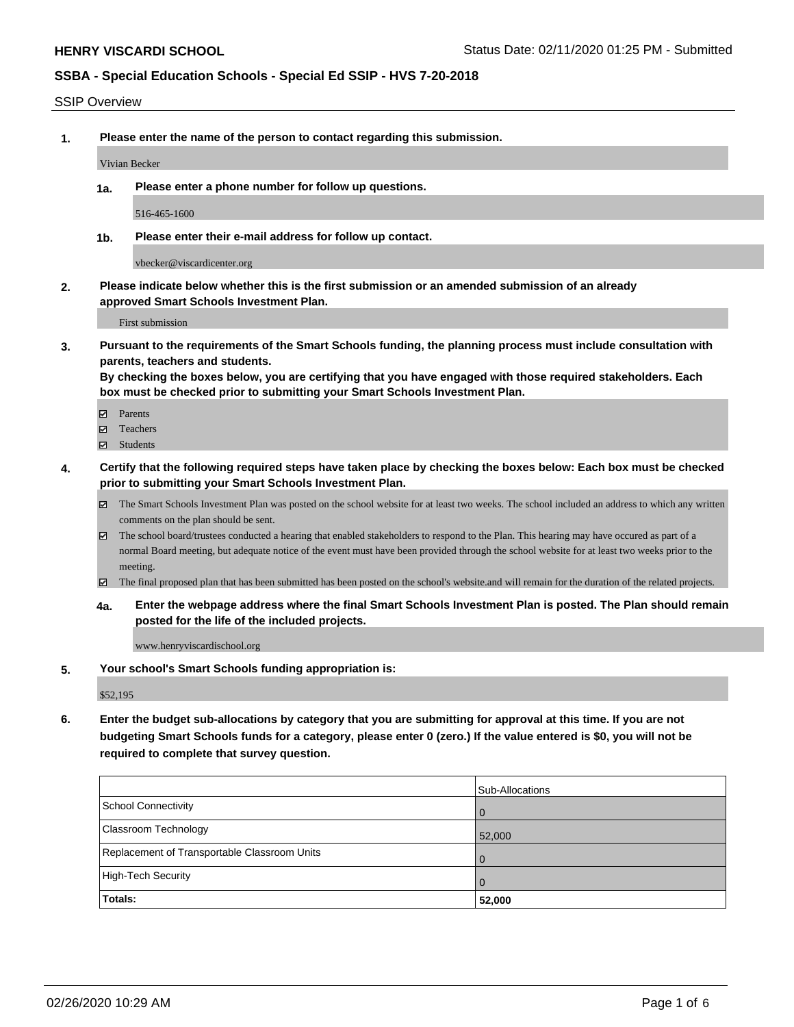# HENRY VISCARDI SCHOOL

Status Date: 02/11/2020 01:25 PM - Submitted

## SSBA - Special Education Schools - Special Ed SSIP - HVS 7-20-2018

SSIP Overview

**1. Please enter the name of the person to contact regarding this submission.**

Vivian Becker

**1a. Please enter a phone number for follow up questions.**

516-465-1600

**1b. Please enter their e-mail address for follow up contact.**

vbecker@viscardicenter.org

**2. Please indicate below whether this is the first submission or an amended submission of an already approved Smart Schools Investment Plan.**

First submission

**3. Pursuant to the requirements of the Smart Schools funding, the planning process must include consultation with parents, teachers and students.**
**By checking the boxes below, you are certifying that you have engaged with those required stakeholders. Each box must be checked prior to submitting your Smart Schools Investment Plan.**

- ☑ Parents
- ☑ Teachers
- ☑ Students

**4. Certify that the following required steps have taken place by checking the boxes below: Each box must be checked prior to submitting your Smart Schools Investment Plan.**

- ☑ The Smart Schools Investment Plan was posted on the school website for at least two weeks. The school included an address to which any written comments on the plan should be sent.
- ☑ The school board/trustees conducted a hearing that enabled stakeholders to respond to the Plan. This hearing may have occured as part of a normal Board meeting, but adequate notice of the event must have been provided through the school website for at least two weeks prior to the meeting.
- ☑ The final proposed plan that has been submitted has been posted on the school's website.and will remain for the duration of the related projects.

**4a. Enter the webpage address where the final Smart Schools Investment Plan is posted. The Plan should remain posted for the life of the included projects.**

www.henryviscardischool.org

**5. Your school's Smart Schools funding appropriation is:**

$52,195

**6. Enter the budget sub-allocations by category that you are submitting for approval at this time. If you are not budgeting Smart Schools funds for a category, please enter 0 (zero.) If the value entered is $0, you will not be required to complete that survey question.**

| | Sub-Allocations |
|---|---|
| School Connectivity | 0 |
| Classroom Technology | 52,000 |
| Replacement of Transportable Classroom Units | 0 |
| High-Tech Security | 0 |
| **Totals:** | **52,000** |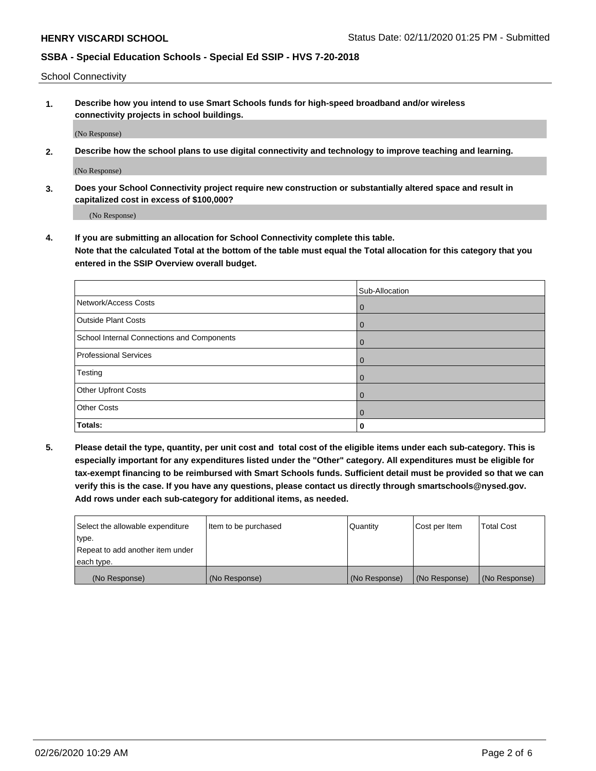School Connectivity

1. **Describe how you intend to use Smart Schools funds for high-speed broadband and/or wireless connectivity projects in school buildings.**

   (No Response)

2. **Describe how the school plans to use digital connectivity and technology to improve teaching and learning.**

   (No Response)

3. **Does your School Connectivity project require new construction or substantially altered space and result in capitalized cost in excess of $100,000?**

   (No Response)

4. **If you are submitting an allocation for School Connectivity complete this table. Note that the calculated Total at the bottom of the table must equal the Total allocation for this category that you entered in the SSIP Overview overall budget.**

| | Sub-Allocation |
|---|---|
| Network/Access Costs | 0 |
| Outside Plant Costs | 0 |
| School Internal Connections and Components | 0 |
| Professional Services | 0 |
| Testing | 0 |
| Other Upfront Costs | 0 |
| Other Costs | 0 |
| **Totals:** | **0** |

5. **Please detail the type, quantity, per unit cost and total cost of the eligible items under each sub-category. This is especially important for any expenditures listed under the "Other" category. All expenditures must be eligible for tax-exempt financing to be reimbursed with Smart Schools funds. Sufficient detail must be provided so that we can verify this is the case. If you have any questions, please contact us directly through smartschools@nysed.gov. Add rows under each sub-category for additional items, as needed.**

| Select the allowable expenditure type. Repeat to add another item under each type. | Item to be purchased | Quantity | Cost per Item | Total Cost |
|---|---|---|---|---|
| (No Response) | (No Response) | (No Response) | (No Response) | (No Response) |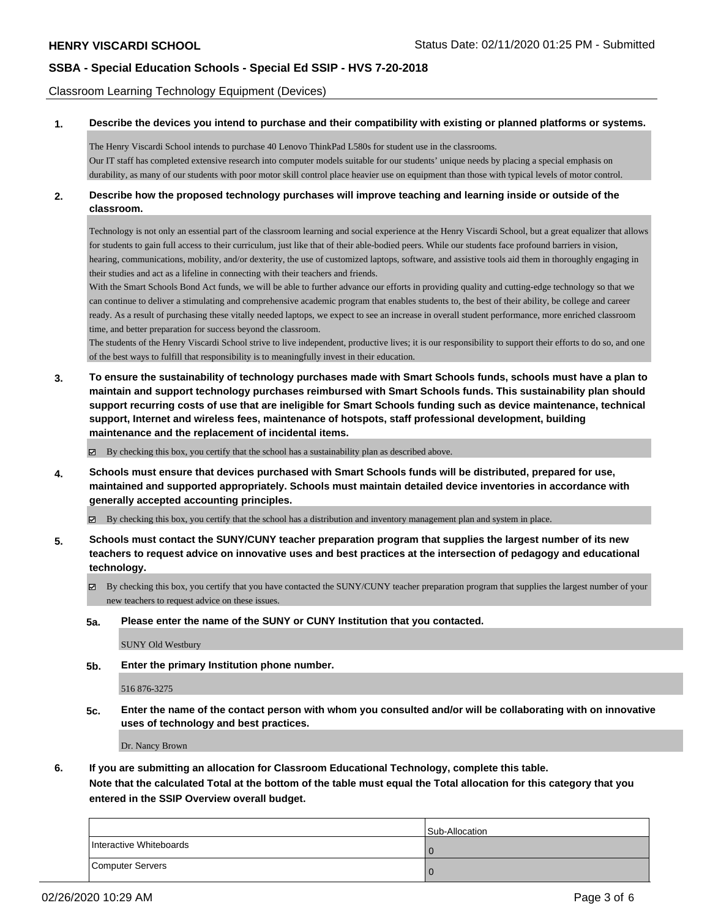Classroom Learning Technology Equipment (Devices)

**1. Describe the devices you intend to purchase and their compatibility with existing or planned platforms or systems.**

The Henry Viscardi School intends to purchase 40 Lenovo ThinkPad L580s for student use in the classrooms.
Our IT staff has completed extensive research into computer models suitable for our students' unique needs by placing a special emphasis on durability, as many of our students with poor motor skill control place heavier use on equipment than those with typical levels of motor control.

**2. Describe how the proposed technology purchases will improve teaching and learning inside or outside of the classroom.**

Technology is not only an essential part of the classroom learning and social experience at the Henry Viscardi School, but a great equalizer that allows for students to gain full access to their curriculum, just like that of their able-bodied peers. While our students face profound barriers in vision, hearing, communications, mobility, and/or dexterity, the use of customized laptops, software, and assistive tools aid them in thoroughly engaging in their studies and act as a lifeline in connecting with their teachers and friends.
With the Smart Schools Bond Act funds, we will be able to further advance our efforts in providing quality and cutting-edge technology so that we can continue to deliver a stimulating and comprehensive academic program that enables students to, the best of their ability, be college and career ready. As a result of purchasing these vitally needed laptops, we expect to see an increase in overall student performance, more enriched classroom time, and better preparation for success beyond the classroom.
The students of the Henry Viscardi School strive to live independent, productive lives; it is our responsibility to support their efforts to do so, and one of the best ways to fulfill that responsibility is to meaningfully invest in their education.

**3. To ensure the sustainability of technology purchases made with Smart Schools funds, schools must have a plan to maintain and support technology purchases reimbursed with Smart Schools funds. This sustainability plan should support recurring costs of use that are ineligible for Smart Schools funding such as device maintenance, technical support, Internet and wireless fees, maintenance of hotspots, staff professional development, building maintenance and the replacement of incidental items.**

☑ By checking this box, you certify that the school has a sustainability plan as described above.

**4. Schools must ensure that devices purchased with Smart Schools funds will be distributed, prepared for use, maintained and supported appropriately. Schools must maintain detailed device inventories in accordance with generally accepted accounting principles.**

☑ By checking this box, you certify that the school has a distribution and inventory management plan and system in place.

**5. Schools must contact the SUNY/CUNY teacher preparation program that supplies the largest number of its new teachers to request advice on innovative uses and best practices at the intersection of pedagogy and educational technology.**

☑ By checking this box, you certify that you have contacted the SUNY/CUNY teacher preparation program that supplies the largest number of your new teachers to request advice on these issues.

**5a. Please enter the name of the SUNY or CUNY Institution that you contacted.**

SUNY Old Westbury

**5b. Enter the primary Institution phone number.**

516 876-3275

**5c. Enter the name of the contact person with whom you consulted and/or will be collaborating with on innovative uses of technology and best practices.**

Dr. Nancy Brown

**6. If you are submitting an allocation for Classroom Educational Technology, complete this table.**
**Note that the calculated Total at the bottom of the table must equal the Total allocation for this category that you entered in the SSIP Overview overall budget.**

| | Sub-Allocation |
|---|---|
| Interactive Whiteboards | 0 |
| Computer Servers | 0 |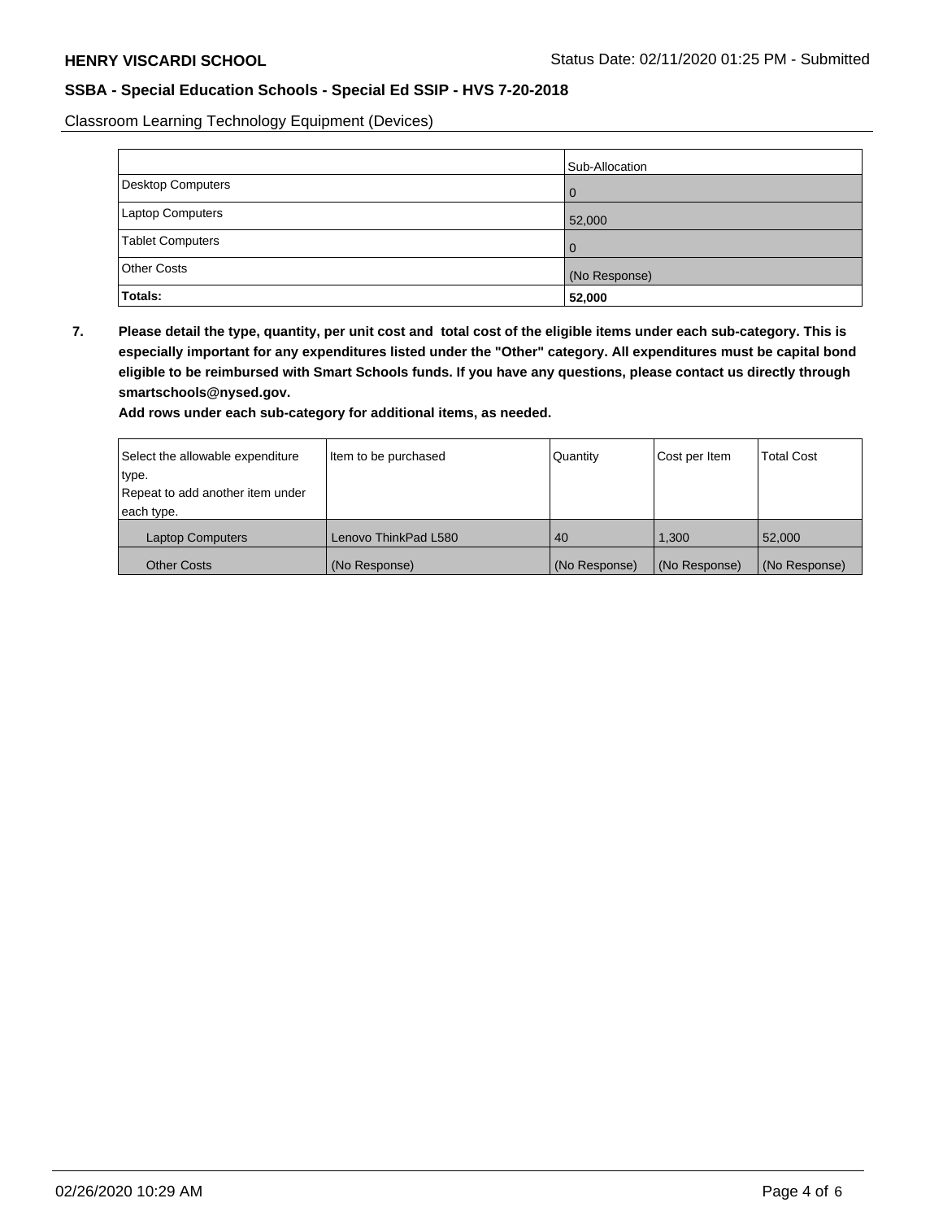Classroom Learning Technology Equipment (Devices)

| | Sub-Allocation |
|---|---|
| Desktop Computers | 0 |
| Laptop Computers | 52,000 |
| Tablet Computers | 0 |
| Other Costs | (No Response) |
| **Totals:** | **52,000** |

**7. Please detail the type, quantity, per unit cost and total cost of the eligible items under each sub-category. This is especially important for any expenditures listed under the "Other" category. All expenditures must be capital bond eligible to be reimbursed with Smart Schools funds. If you have any questions, please contact us directly through smartschools@nysed.gov.**

**Add rows under each sub-category for additional items, as needed.**

| Select the allowable expenditure type. Repeat to add another item under each type. | Item to be purchased | Quantity | Cost per Item | Total Cost |
|---|---|---|---|---|
| Laptop Computers | Lenovo ThinkPad L580 | 40 | 1,300 | 52,000 |
| Other Costs | (No Response) | (No Response) | (No Response) | (No Response) |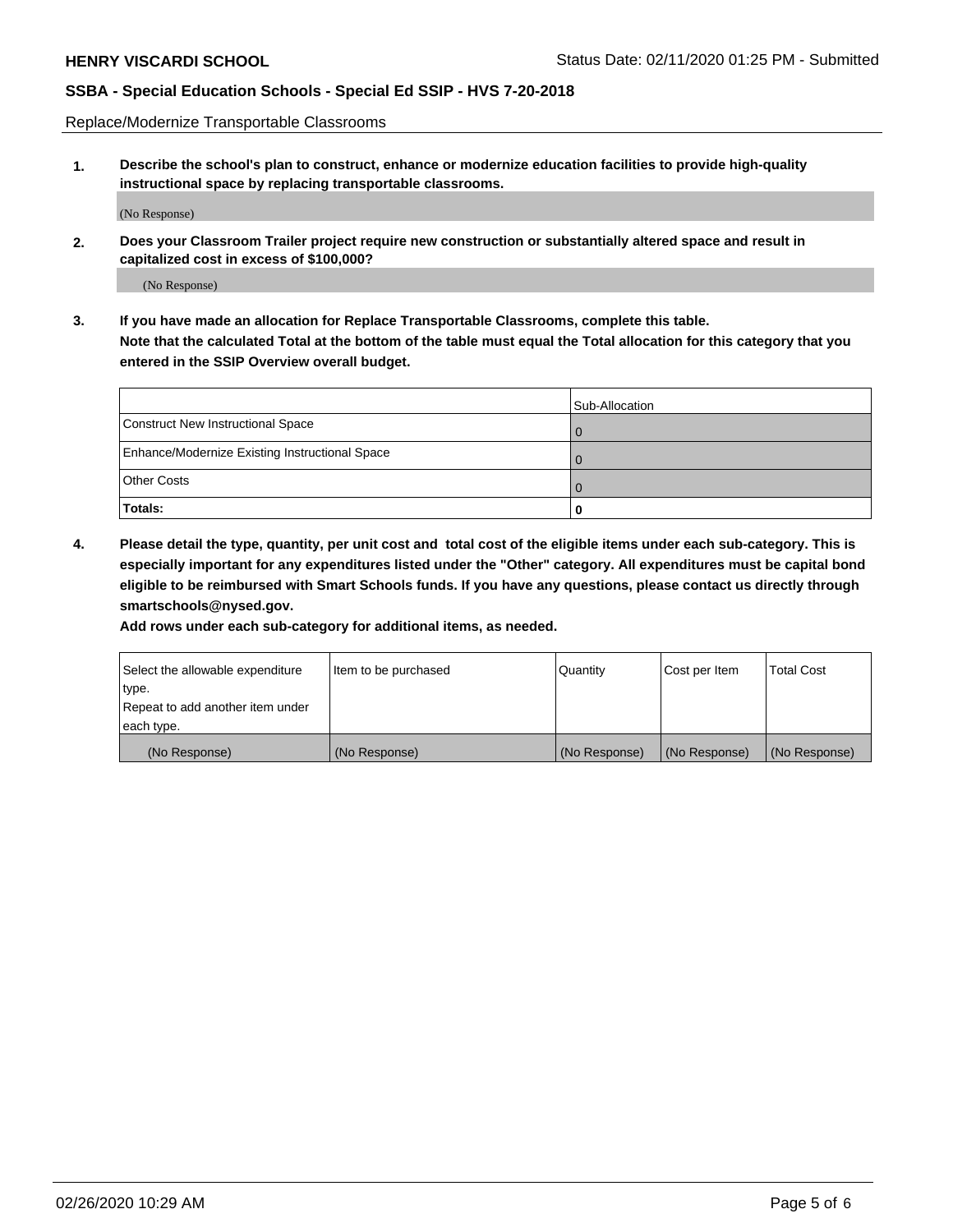Replace/Modernize Transportable Classrooms

**1. Describe the school's plan to construct, enhance or modernize education facilities to provide high-quality instructional space by replacing transportable classrooms.**

(No Response)

**2. Does your Classroom Trailer project require new construction or substantially altered space and result in capitalized cost in excess of $100,000?**

(No Response)

**3. If you have made an allocation for Replace Transportable Classrooms, complete this table. Note that the calculated Total at the bottom of the table must equal the Total allocation for this category that you entered in the SSIP Overview overall budget.**

| | Sub-Allocation |
|---|---|
| Construct New Instructional Space | 0 |
| Enhance/Modernize Existing Instructional Space | 0 |
| Other Costs | 0 |
| **Totals:** | **0** |

**4. Please detail the type, quantity, per unit cost and total cost of the eligible items under each sub-category. This is especially important for any expenditures listed under the "Other" category. All expenditures must be capital bond eligible to be reimbursed with Smart Schools funds. If you have any questions, please contact us directly through smartschools@nysed.gov.**

**Add rows under each sub-category for additional items, as needed.**

| Select the allowable expenditure type. Repeat to add another item under each type. | Item to be purchased | Quantity | Cost per Item | Total Cost |
|---|---|---|---|---|
| (No Response) | (No Response) | (No Response) | (No Response) | (No Response) |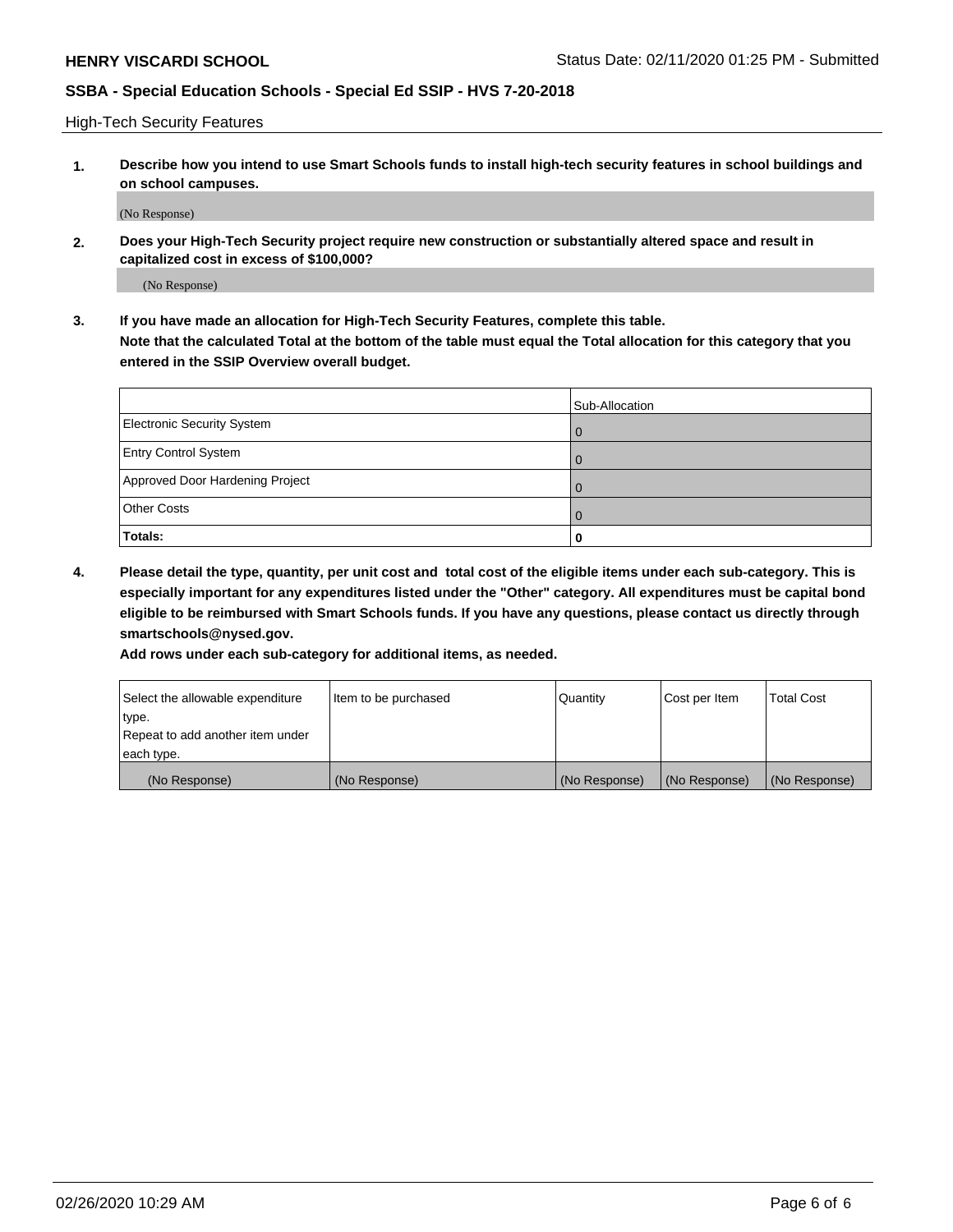High-Tech Security Features

**1. Describe how you intend to use Smart Schools funds to install high-tech security features in school buildings and on school campuses.**

(No Response)

**2. Does your High-Tech Security project require new construction or substantially altered space and result in capitalized cost in excess of $100,000?**

(No Response)

**3. If you have made an allocation for High-Tech Security Features, complete this table.**
**Note that the calculated Total at the bottom of the table must equal the Total allocation for this category that you entered in the SSIP Overview overall budget.**

| | Sub-Allocation |
|---|---|
| Electronic Security System | 0 |
| Entry Control System | 0 |
| Approved Door Hardening Project | 0 |
| Other Costs | 0 |
| **Totals:** | **0** |

**4. Please detail the type, quantity, per unit cost and total cost of the eligible items under each sub-category. This is especially important for any expenditures listed under the "Other" category. All expenditures must be capital bond eligible to be reimbursed with Smart Schools funds. If you have any questions, please contact us directly through smartschools@nysed.gov.**

**Add rows under each sub-category for additional items, as needed.**

| Select the allowable expenditure type. Repeat to add another item under each type. | Item to be purchased | Quantity | Cost per Item | Total Cost |
|---|---|---|---|---|
| (No Response) | (No Response) | (No Response) | (No Response) | (No Response) |